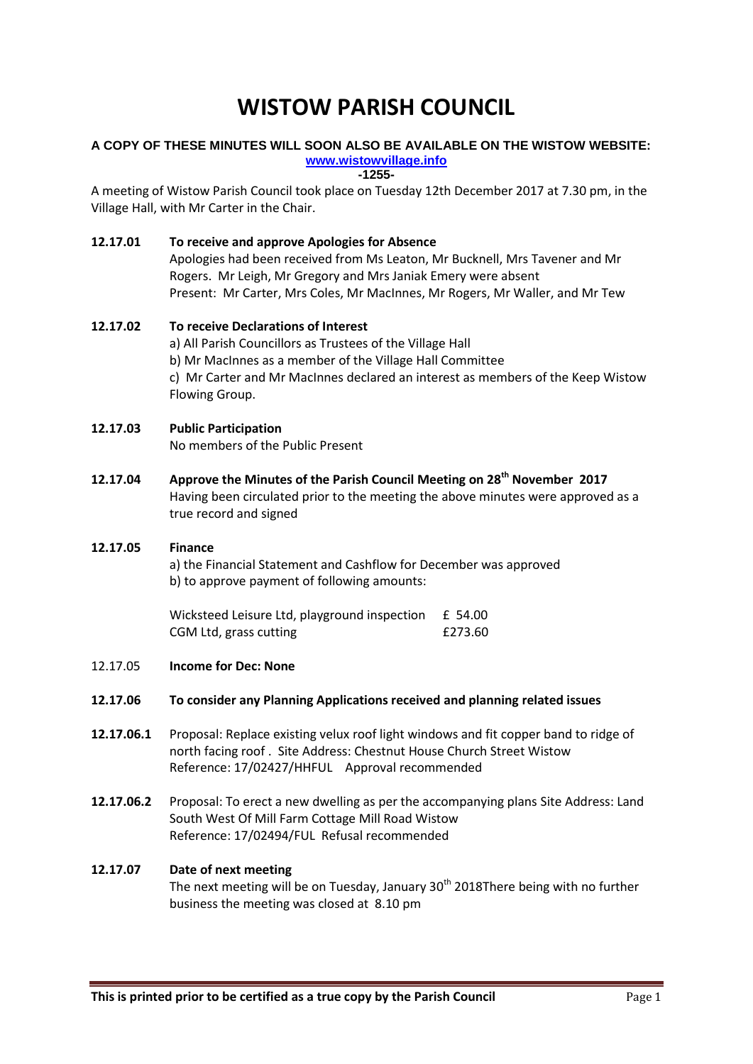# WISTOW PARISH COUNCIL

**A COPY OF THESE MINUTES WILL SOON ALSO BE AVAILABLE ON THE WISTOW WEBSITE:**
**www.wistowvillage.info**
**-1255-**

A meeting of Wistow Parish Council took place on Tuesday 12th December 2017 at 7.30 pm, in the Village Hall, with Mr Carter in the Chair.

**12.17.01 To receive and approve Apologies for Absence**

Apologies had been received from Ms Leaton, Mr Bucknell, Mrs Tavener and Mr Rogers. Mr Leigh, Mr Gregory and Mrs Janiak Emery were absent
Present: Mr Carter, Mrs Coles, Mr MacInnes, Mr Rogers, Mr Waller, and Mr Tew

**12.17.02 To receive Declarations of Interest**

a) All Parish Councillors as Trustees of the Village Hall
b) Mr MacInnes as a member of the Village Hall Committee
c) Mr Carter and Mr MacInnes declared an interest as members of the Keep Wistow Flowing Group.

**12.17.03 Public Participation**

No members of the Public Present

**12.17.04 Approve the Minutes of the Parish Council Meeting on 28th November 2017**

Having been circulated prior to the meeting the above minutes were approved as a true record and signed

**12.17.05 Finance**

a) the Financial Statement and Cashflow for December was approved
b) to approve payment of following amounts:

| | |
|---|---|
| Wicksteed Leisure Ltd, playground inspection | £ 54.00 |
| CGM Ltd, grass cutting | £273.60 |

12.17.05 **Income for Dec: None**

**12.17.06 To consider any Planning Applications received and planning related issues**

**12.17.06.1** Proposal: Replace existing velux roof light windows and fit copper band to ridge of north facing roof . Site Address: Chestnut House Church Street Wistow
Reference: 17/02427/HHFUL Approval recommended

**12.17.06.2** Proposal: To erect a new dwelling as per the accompanying plans Site Address: Land South West Of Mill Farm Cottage Mill Road Wistow
Reference: 17/02494/FUL Refusal recommended

**12.17.07 Date of next meeting**

The next meeting will be on Tuesday, January 30th 2018There being with no further business the meeting was closed at 8.10 pm

**This is printed prior to be certified as a true copy by the Parish Council**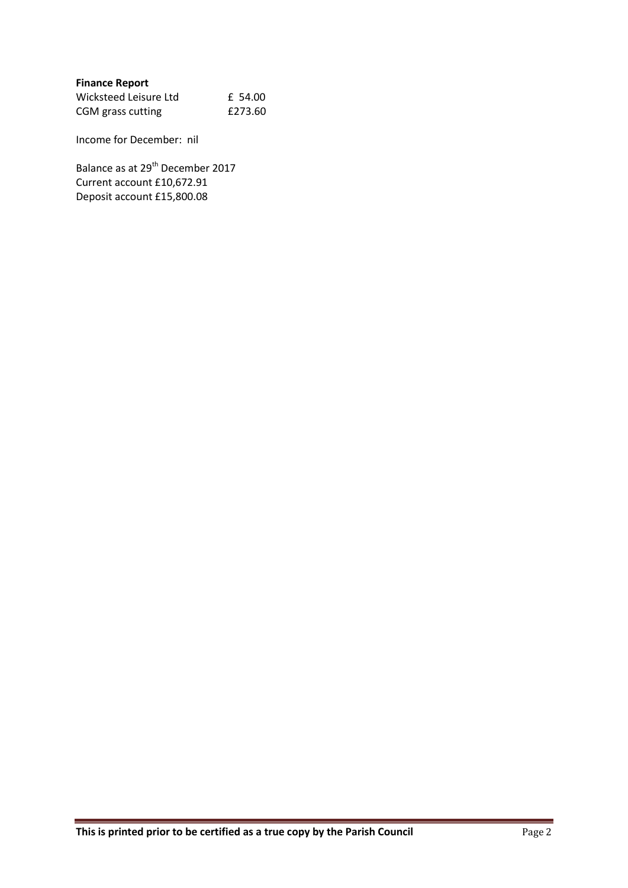**Finance Report**

| | |
|---|---|
| Wicksteed Leisure Ltd | £ 54.00 |
| CGM grass cutting | £273.60 |

Income for December: nil

Balance as at 29th December 2017
Current account £10,672.91
Deposit account £15,800.08

**This is printed prior to be certified as a true copy by the Parish Council**